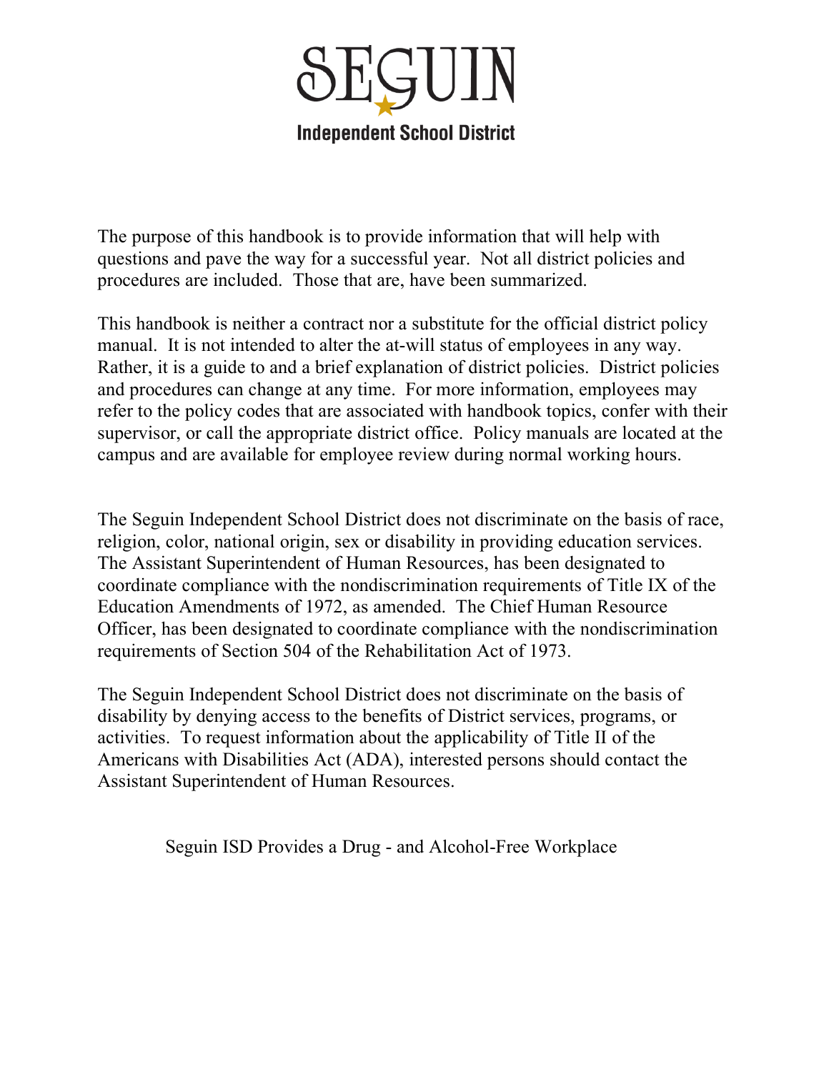# SEGUIN

**Independent School District**

The purpose of this handbook is to provide information that will help with questions and pave the way for a successful year. Not all district policies and procedures are included. Those that are, have been summarized.

This handbook is neither a contract nor a substitute for the official district policy manual. It is not intended to alter the at-will status of employees in any way. Rather, it is a guide to and a brief explanation of district policies. District policies and procedures can change at any time. For more information, employees may refer to the policy codes that are associated with handbook topics, confer with their supervisor, or call the appropriate district office. Policy manuals are located at the campus and are available for employee review during normal working hours.

The Seguin Independent School District does not discriminate on the basis of race, religion, color, national origin, sex or disability in providing education services. The Assistant Superintendent of Human Resources, has been designated to coordinate compliance with the nondiscrimination requirements of Title IX of the Education Amendments of 1972, as amended. The Chief Human Resource Officer, has been designated to coordinate compliance with the nondiscrimination requirements of Section 504 of the Rehabilitation Act of 1973.

The Seguin Independent School District does not discriminate on the basis of disability by denying access to the benefits of District services, programs, or activities. To request information about the applicability of Title II of the Americans with Disabilities Act (ADA), interested persons should contact the Assistant Superintendent of Human Resources.

Seguin ISD Provides a Drug - and Alcohol-Free Workplace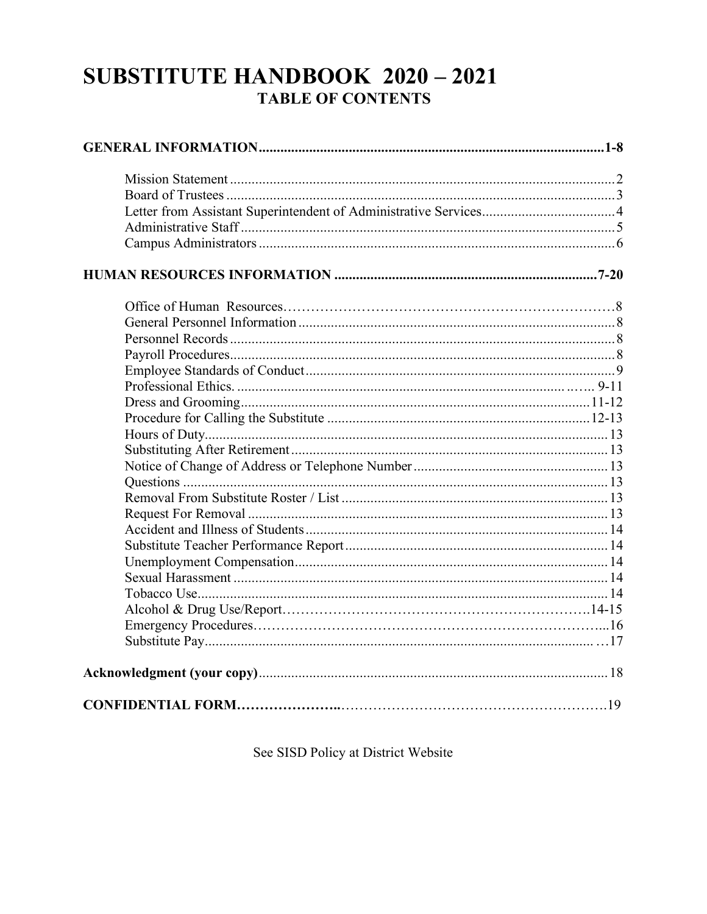# SUBSTITUTE HANDBOOK 2020 – 2021

## TABLE OF CONTENTS

**GENERAL INFORMATION**................................................................................................**1-8**

- Mission Statement..........................................................................................................2
- Board of Trustees...........................................................................................................3
- Letter from Assistant Superintendent of Administrative Services....................................4
- Administrative Staff........................................................................................................5
- Campus Administrators...................................................................................................6

**HUMAN RESOURCES INFORMATION**.........................................................................**7-20**

- Office of Human Resources……………………………………………………………8
- General Personnel Information.......................................................................................8
- Personnel Records...........................................................................................................8
- Payroll Procedures...........................................................................................................8
- Employee Standards of Conduct......................................................................................9
- Professional Ethics. ………………………………………………………………….. 9-11
- Dress and Grooming.................................................................................................11-12
- Procedure for Calling the Substitute.........................................................................12-13
- Hours of Duty................................................................................................................13
- Substituting After Retirement........................................................................................13
- Notice of Change of Address or Telephone Number......................................................13
- Questions......................................................................................................................13
- Removal From Substitute Roster / List..........................................................................13
- Request For Removal....................................................................................................13
- Accident and Illness of Students....................................................................................14
- Substitute Teacher Performance Report.........................................................................14
- Unemployment Compensation......................................................................................14
- Sexual Harassment........................................................................................................14
- Tobacco Use..................................................................................................................14
- Alcohol & Drug Use/Report………………………………………………………….14-15
- Emergency Procedures……………………………………………………………….....16
- Substitute Pay............................................................................................................. …17

**Acknowledgment (your copy)**................................................................................................18

**CONFIDENTIAL FORM…………………..**……………………………………………………..19

See SISD Policy at District Website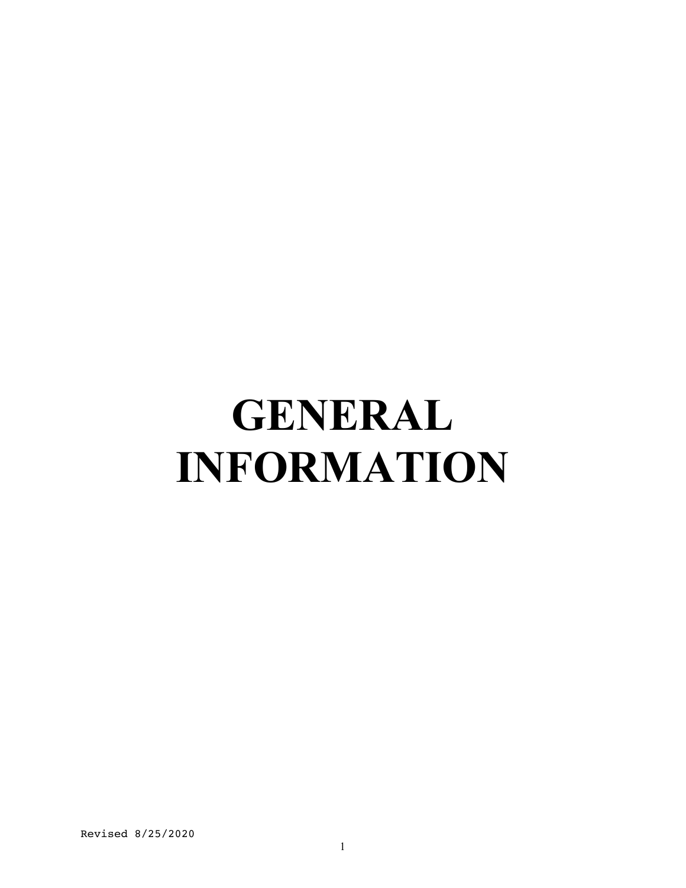# GENERAL INFORMATION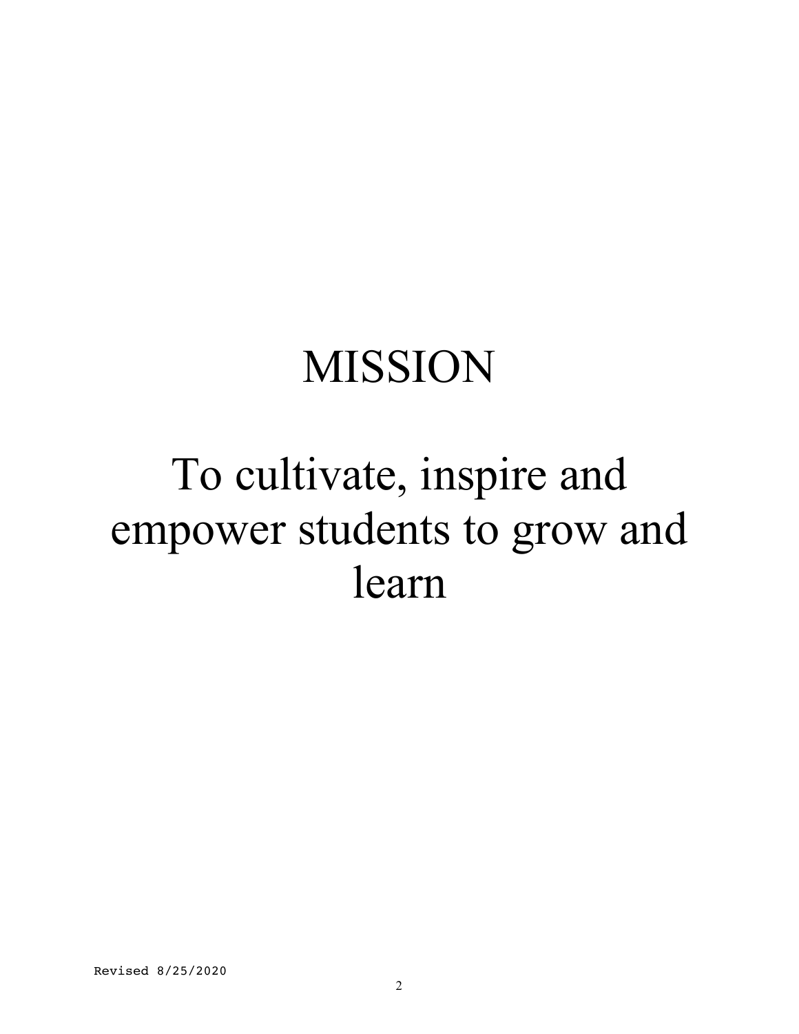# MISSION

To cultivate, inspire and empower students to grow and learn

Revised 8/25/2020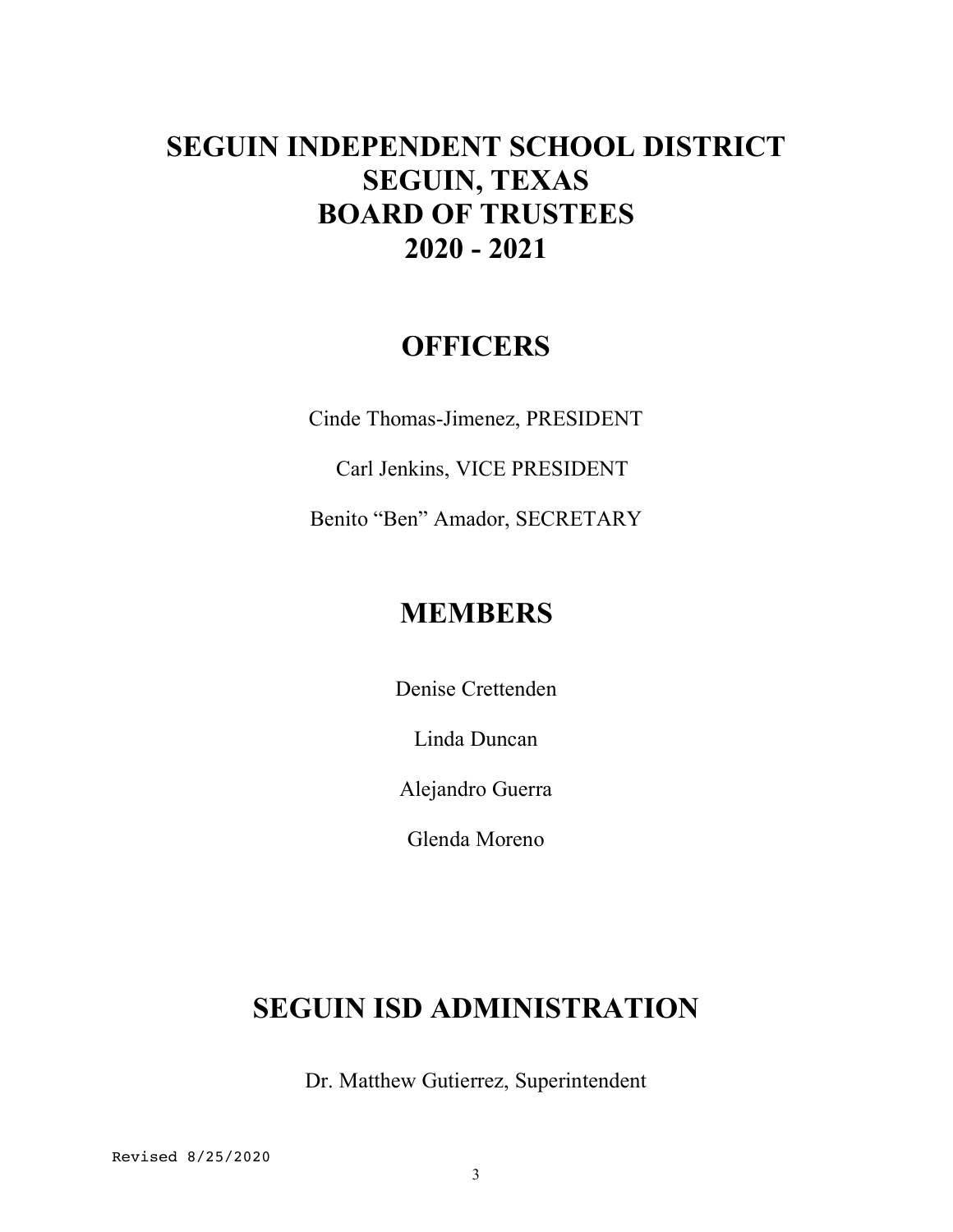# SEGUIN INDEPENDENT SCHOOL DISTRICT
# SEGUIN, TEXAS
# BOARD OF TRUSTEES
# 2020 - 2021

## OFFICERS

Cinde Thomas-Jimenez, PRESIDENT

Carl Jenkins, VICE PRESIDENT

Benito "Ben" Amador, SECRETARY

## MEMBERS

Denise Crettenden

Linda Duncan

Alejandro Guerra

Glenda Moreno

## SEGUIN ISD ADMINISTRATION

Dr. Matthew Gutierrez, Superintendent

Revised 8/25/2020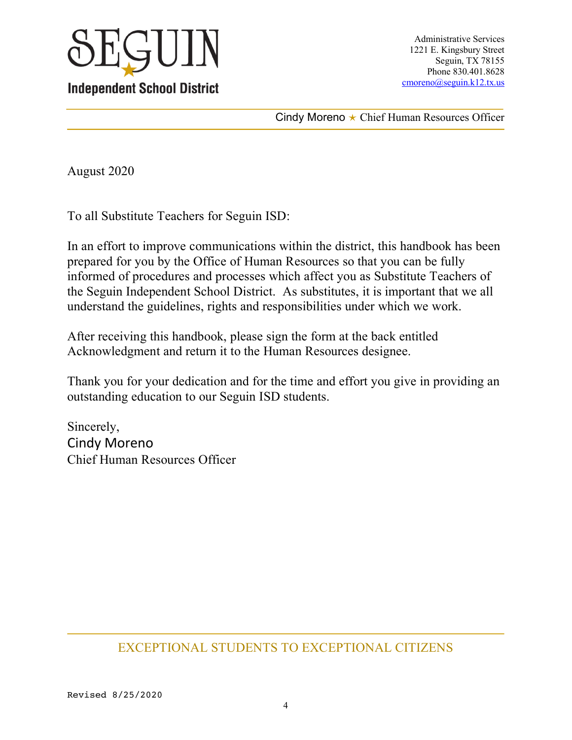# SEGUIN
**Independent School District**

Administrative Services
1221 E. Kingsbury Street
Seguin, TX 78155
Phone 830.401.8628
cmoreno@seguin.k12.tx.us

Cindy Moreno ★ Chief Human Resources Officer

August 2020

To all Substitute Teachers for Seguin ISD:

In an effort to improve communications within the district, this handbook has been prepared for you by the Office of Human Resources so that you can be fully informed of procedures and processes which affect you as Substitute Teachers of the Seguin Independent School District. As substitutes, it is important that we all understand the guidelines, rights and responsibilities under which we work.

After receiving this handbook, please sign the form at the back entitled Acknowledgment and return it to the Human Resources designee.

Thank you for your dedication and for the time and effort you give in providing an outstanding education to our Seguin ISD students.

Sincerely,
Cindy Moreno
Chief Human Resources Officer

EXCEPTIONAL STUDENTS TO EXCEPTIONAL CITIZENS

Revised 8/25/2020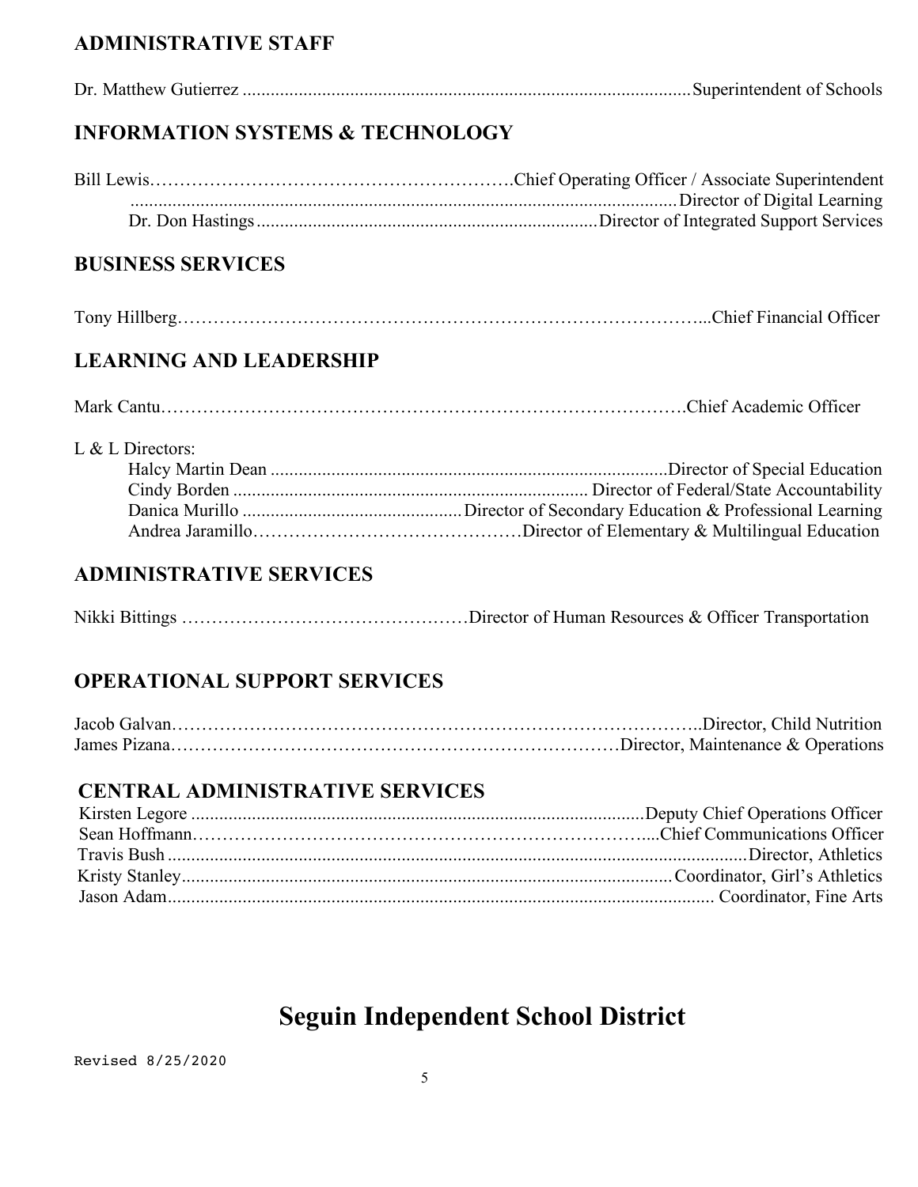## ADMINISTRATIVE STAFF

Dr. Matthew Gutierrez ........ Superintendent of Schools

## INFORMATION SYSTEMS & TECHNOLOGY

Bill Lewis........ Chief Operating Officer / Associate Superintendent

........ Director of Digital Learning

Dr. Don Hastings........ Director of Integrated Support Services

## BUSINESS SERVICES

Tony Hillberg........ Chief Financial Officer

## LEARNING AND LEADERSHIP

Mark Cantu........ Chief Academic Officer

L & L Directors:

Halcy Martin Dean ........ Director of Special Education

Cindy Borden ........ Director of Federal/State Accountability

Danica Murillo ........ Director of Secondary Education & Professional Learning

Andrea Jaramillo........ Director of Elementary & Multilingual Education

## ADMINISTRATIVE SERVICES

Nikki Bittings ........ Director of Human Resources & Officer Transportation

## OPERATIONAL SUPPORT SERVICES

Jacob Galvan........ Director, Child Nutrition

James Pizana........ Director, Maintenance & Operations

## CENTRAL ADMINISTRATIVE SERVICES

Kirsten Legore ........ Deputy Chief Operations Officer

Sean Hoffmann........ Chief Communications Officer

Travis Bush ........ Director, Athletics

Kristy Stanley........ Coordinator, Girl's Athletics

Jason Adam........ Coordinator, Fine Arts

# Seguin Independent School District

Revised 8/25/2020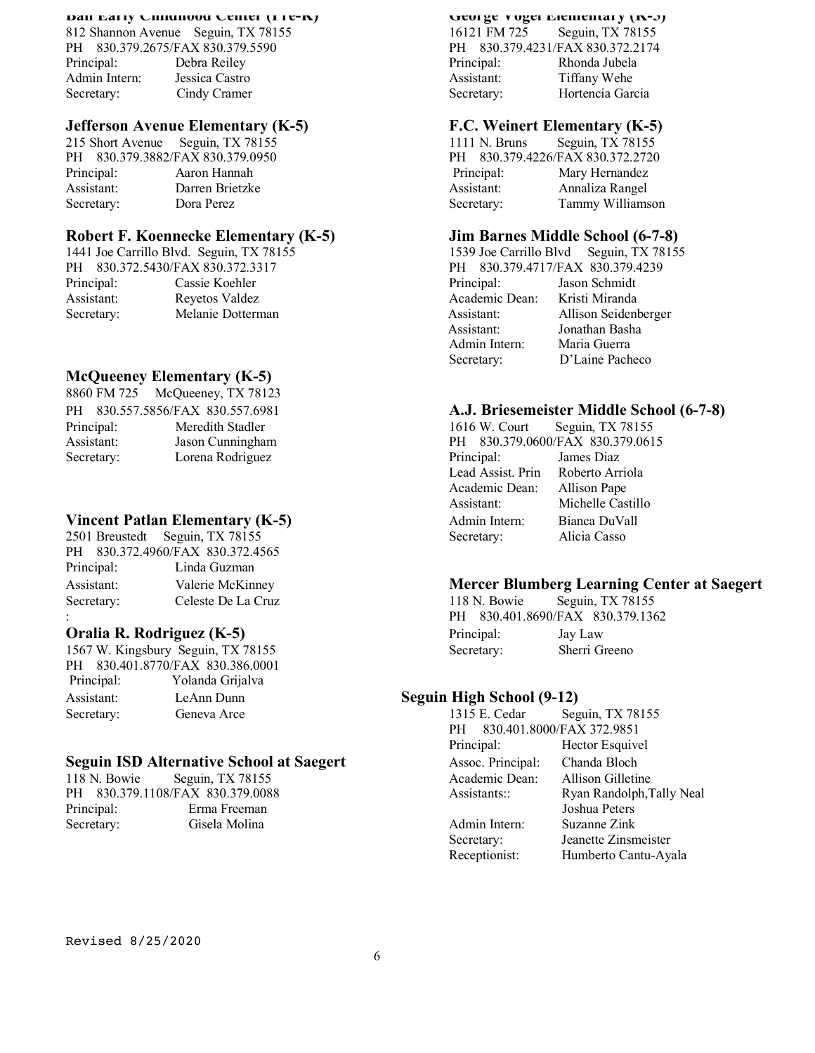### Ball Early Childhood Center (Pre-K)

812 Shannon Avenue Seguin, TX 78155
PH 830.379.2675/FAX 830.379.5590
Principal: Debra Reiley
Admin Intern: Jessica Castro
Secretary: Cindy Cramer

### Jefferson Avenue Elementary (K-5)

215 Short Avenue Seguin, TX 78155
PH 830.379.3882/FAX 830.379.0950
Principal: Aaron Hannah
Assistant: Darren Brietzke
Secretary: Dora Perez

### Robert F. Koennecke Elementary (K-5)

1441 Joe Carrillo Blvd. Seguin, TX 78155
PH 830.372.5430/FAX 830.372.3317
Principal: Cassie Koehler
Assistant: Reyetos Valdez
Secretary: Melanie Dotterman

### McQueeney Elementary (K-5)

8860 FM 725 McQueeney, TX 78123
PH 830.557.5856/FAX 830.557.6981
Principal: Meredith Stadler
Assistant: Jason Cunningham
Secretary: Lorena Rodriguez

### Vincent Patlan Elementary (K-5)

2501 Breustedt Seguin, TX 78155
PH 830.372.4960/FAX 830.372.4565
Principal: Linda Guzman
Assistant: Valerie McKinney
Secretary: Celeste De La Cruz

### Oralia R. Rodriguez (K-5)

1567 W. Kingsbury Seguin, TX 78155
PH 830.401.8770/FAX 830.386.0001
Principal: Yolanda Grijalva
Assistant: LeAnn Dunn
Secretary: Geneva Arce

### Seguin ISD Alternative School at Saegert

118 N. Bowie Seguin, TX 78155
PH 830.379.1108/FAX 830.379.0088
Principal: Erma Freeman
Secretary: Gisela Molina

### George Vogel Elementary (K-5)

16121 FM 725 Seguin, TX 78155
PH 830.379.4231/FAX 830.372.2174
Principal: Rhonda Jubela
Assistant: Tiffany Wehe
Secretary: Hortencia Garcia

### F.C. Weinert Elementary (K-5)

1111 N. Bruns Seguin, TX 78155
PH 830.379.4226/FAX 830.372.2720
Principal: Mary Hernandez
Assistant: Annaliza Rangel
Secretary: Tammy Williamson

### Jim Barnes Middle School (6-7-8)

1539 Joe Carrillo Blvd Seguin, TX 78155
PH 830.379.4717/FAX 830.379.4239
Principal: Jason Schmidt
Academic Dean: Kristi Miranda
Assistant: Allison Seidenberger
Assistant: Jonathan Basha
Admin Intern: Maria Guerra
Secretary: D'Laine Pacheco

### A.J. Briesemeister Middle School (6-7-8)

1616 W. Court Seguin, TX 78155
PH 830.379.0600/FAX 830.379.0615
Principal: James Diaz
Lead Assist. Prin Roberto Arriola
Academic Dean: Allison Pape
Assistant: Michelle Castillo
Admin Intern: Bianca DuVall
Secretary: Alicia Casso

### Mercer Blumberg Learning Center at Saegert

118 N. Bowie Seguin, TX 78155
PH 830.401.8690/FAX 830.379.1362
Principal: Jay Law
Secretary: Sherri Greeno

### Seguin High School (9-12)

1315 E. Cedar Seguin, TX 78155
PH 830.401.8000/FAX 372.9851
Principal: Hector Esquivel
Assoc. Principal: Chanda Bloch
Academic Dean: Allison Gilletine
Assistants:: Ryan Randolph, Tally Neal, Joshua Peters
Admin Intern: Suzanne Zink
Secretary: Jeanette Zinsmeister
Receptionist: Humberto Cantu-Ayala

Revised 8/25/2020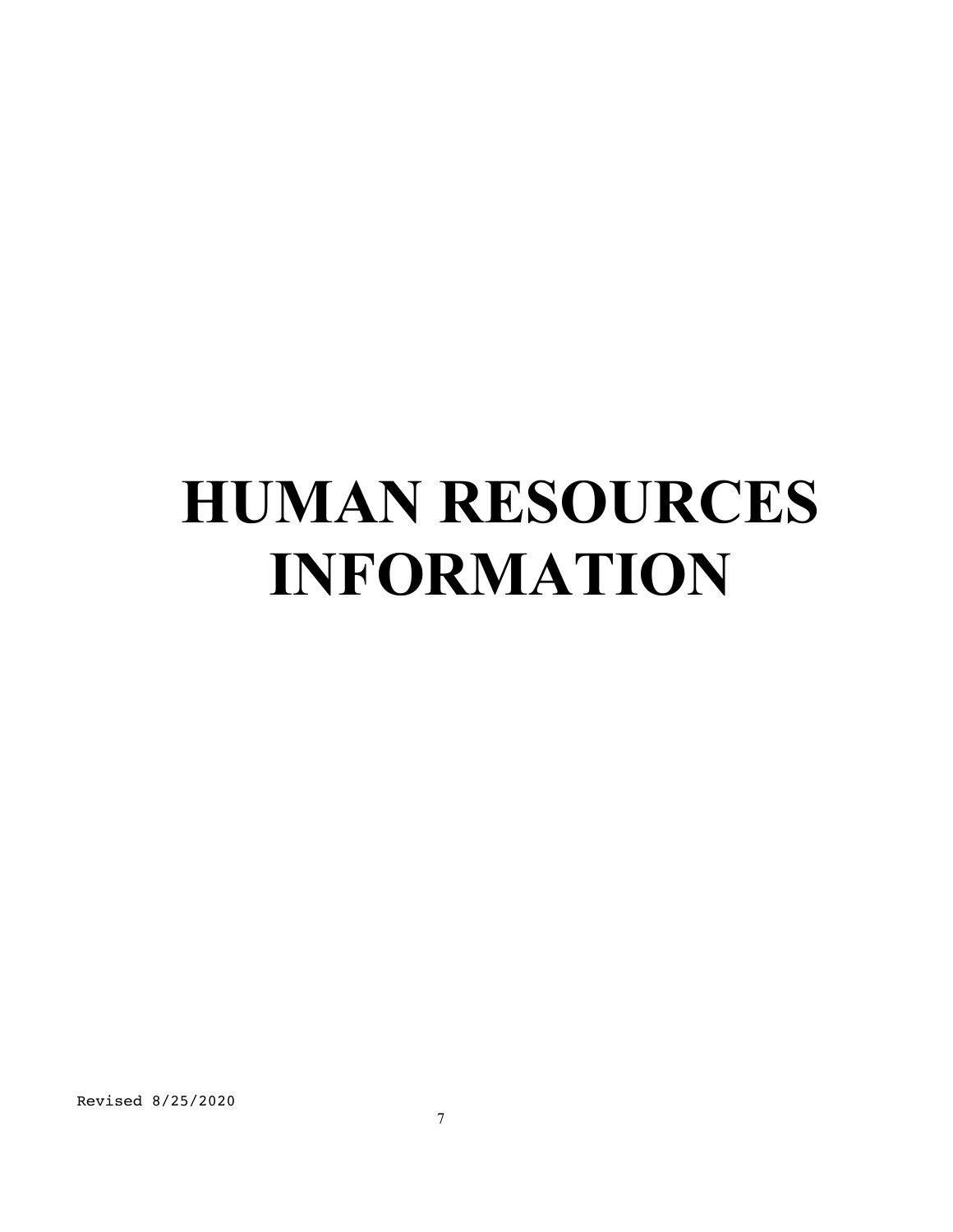# HUMAN RESOURCES INFORMATION

Revised 8/25/2020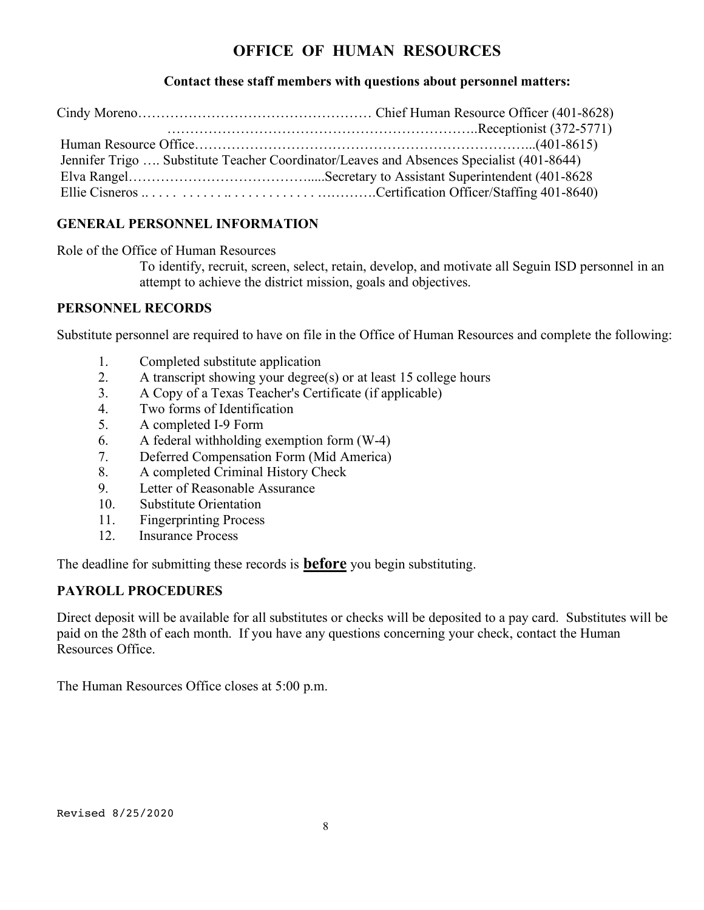# OFFICE OF HUMAN RESOURCES

**Contact these staff members with questions about personnel matters:**

Cindy Moreno…………………………………………… Chief Human Resource Officer (401-8628)
………………………………………………………..Receptionist (372-5771)
Human Resource Office…………………………………………………………...(401-8615)
Jennifer Trigo …. Substitute Teacher Coordinator/Leaves and Absences Specialist (401-8644)
Elva Rangel…………………………………....Secretary to Assistant Superintendent (401-8628
Ellie Cisneros .. . . . . . . . . . . .. . . . . . . . . . . . . ….…….Certification Officer/Staffing 401-8640)

## GENERAL PERSONNEL INFORMATION

Role of the Office of Human Resources

To identify, recruit, screen, select, retain, develop, and motivate all Seguin ISD personnel in an attempt to achieve the district mission, goals and objectives.

## PERSONNEL RECORDS

Substitute personnel are required to have on file in the Office of Human Resources and complete the following:

1. Completed substitute application
2. A transcript showing your degree(s) or at least 15 college hours
3. A Copy of a Texas Teacher's Certificate (if applicable)
4. Two forms of Identification
5. A completed I-9 Form
6. A federal withholding exemption form (W-4)
7. Deferred Compensation Form (Mid America)
8. A completed Criminal History Check
9. Letter of Reasonable Assurance
10. Substitute Orientation
11. Fingerprinting Process
12. Insurance Process

The deadline for submitting these records is **before** you begin substituting.

## PAYROLL PROCEDURES

Direct deposit will be available for all substitutes or checks will be deposited to a pay card. Substitutes will be paid on the 28th of each month. If you have any questions concerning your check, contact the Human Resources Office.

The Human Resources Office closes at 5:00 p.m.

Revised 8/25/2020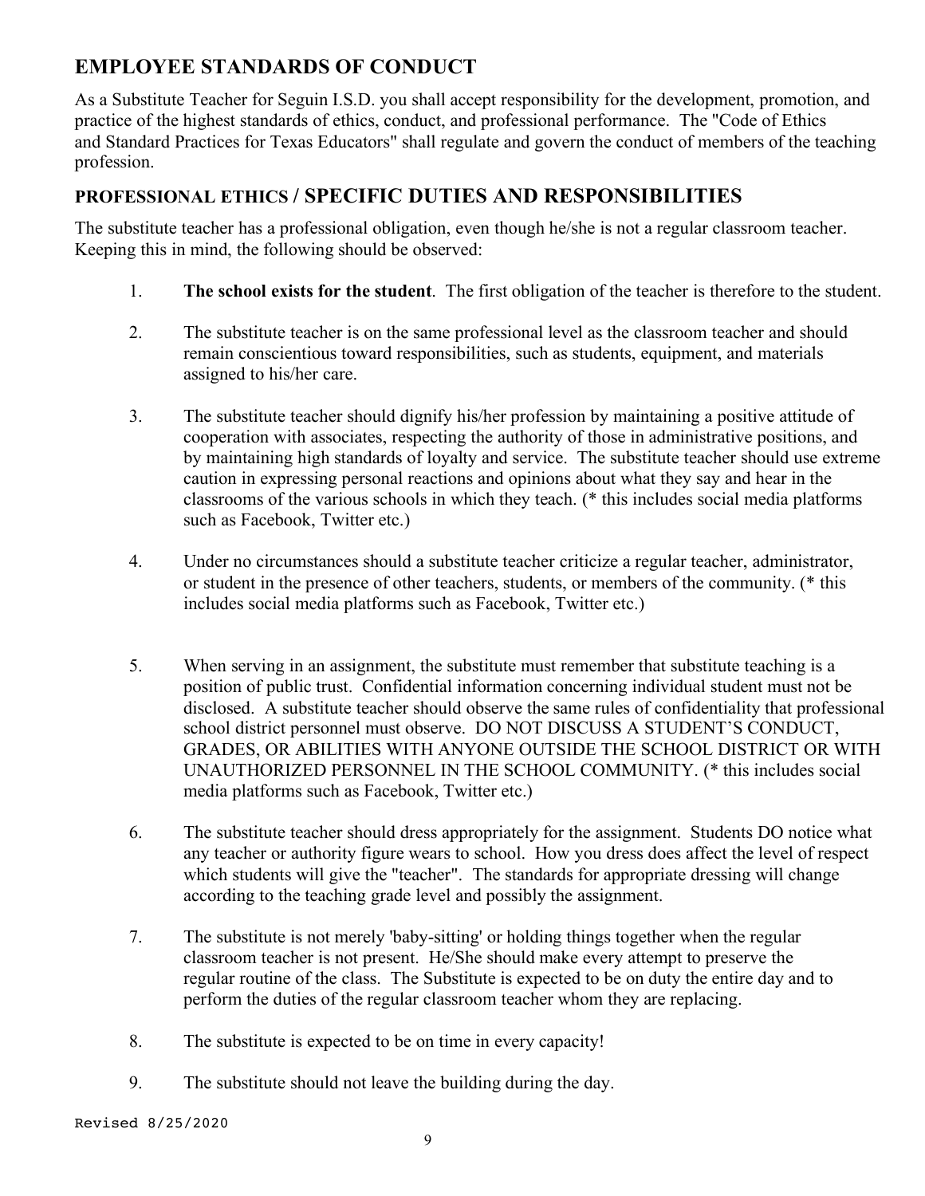## EMPLOYEE STANDARDS OF CONDUCT

As a Substitute Teacher for Seguin I.S.D. you shall accept responsibility for the development, promotion, and practice of the highest standards of ethics, conduct, and professional performance. The "Code of Ethics and Standard Practices for Texas Educators" shall regulate and govern the conduct of members of the teaching profession.

### PROFESSIONAL ETHICS / SPECIFIC DUTIES AND RESPONSIBILITIES

The substitute teacher has a professional obligation, even though he/she is not a regular classroom teacher. Keeping this in mind, the following should be observed:

1. **The school exists for the student**. The first obligation of the teacher is therefore to the student.

2. The substitute teacher is on the same professional level as the classroom teacher and should remain conscientious toward responsibilities, such as students, equipment, and materials assigned to his/her care.

3. The substitute teacher should dignify his/her profession by maintaining a positive attitude of cooperation with associates, respecting the authority of those in administrative positions, and by maintaining high standards of loyalty and service. The substitute teacher should use extreme caution in expressing personal reactions and opinions about what they say and hear in the classrooms of the various schools in which they teach. (* this includes social media platforms such as Facebook, Twitter etc.)

4. Under no circumstances should a substitute teacher criticize a regular teacher, administrator, or student in the presence of other teachers, students, or members of the community. (* this includes social media platforms such as Facebook, Twitter etc.)

5. When serving in an assignment, the substitute must remember that substitute teaching is a position of public trust. Confidential information concerning individual student must not be disclosed. A substitute teacher should observe the same rules of confidentiality that professional school district personnel must observe. DO NOT DISCUSS A STUDENT'S CONDUCT, GRADES, OR ABILITIES WITH ANYONE OUTSIDE THE SCHOOL DISTRICT OR WITH UNAUTHORIZED PERSONNEL IN THE SCHOOL COMMUNITY. (* this includes social media platforms such as Facebook, Twitter etc.)

6. The substitute teacher should dress appropriately for the assignment. Students DO notice what any teacher or authority figure wears to school. How you dress does affect the level of respect which students will give the "teacher". The standards for appropriate dressing will change according to the teaching grade level and possibly the assignment.

7. The substitute is not merely 'baby-sitting' or holding things together when the regular classroom teacher is not present. He/She should make every attempt to preserve the regular routine of the class. The Substitute is expected to be on duty the entire day and to perform the duties of the regular classroom teacher whom they are replacing.

8. The substitute is expected to be on time in every capacity!

9. The substitute should not leave the building during the day.

Revised 8/25/2020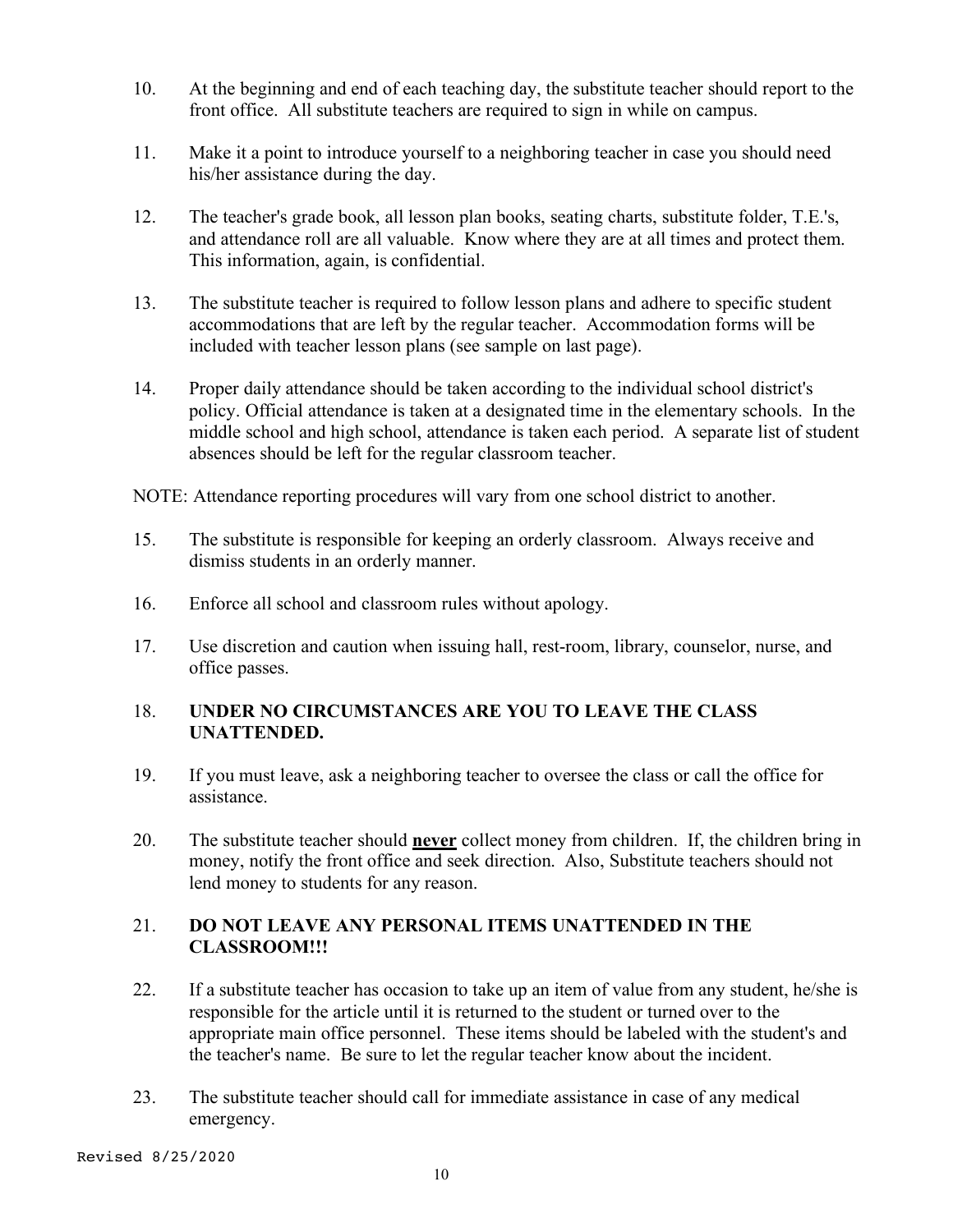10. At the beginning and end of each teaching day, the substitute teacher should report to the front office. All substitute teachers are required to sign in while on campus.

11. Make it a point to introduce yourself to a neighboring teacher in case you should need his/her assistance during the day.

12. The teacher's grade book, all lesson plan books, seating charts, substitute folder, T.E.'s, and attendance roll are all valuable. Know where they are at all times and protect them. This information, again, is confidential.

13. The substitute teacher is required to follow lesson plans and adhere to specific student accommodations that are left by the regular teacher. Accommodation forms will be included with teacher lesson plans (see sample on last page).

14. Proper daily attendance should be taken according to the individual school district's policy. Official attendance is taken at a designated time in the elementary schools. In the middle school and high school, attendance is taken each period. A separate list of student absences should be left for the regular classroom teacher.

NOTE: Attendance reporting procedures will vary from one school district to another.

15. The substitute is responsible for keeping an orderly classroom. Always receive and dismiss students in an orderly manner.

16. Enforce all school and classroom rules without apology.

17. Use discretion and caution when issuing hall, rest-room, library, counselor, nurse, and office passes.

18. **UNDER NO CIRCUMSTANCES ARE YOU TO LEAVE THE CLASS UNATTENDED.**

19. If you must leave, ask a neighboring teacher to oversee the class or call the office for assistance.

20. The substitute teacher should <u>**never**</u> collect money from children. If, the children bring in money, notify the front office and seek direction. Also, Substitute teachers should not lend money to students for any reason.

21. **DO NOT LEAVE ANY PERSONAL ITEMS UNATTENDED IN THE CLASSROOM!!!**

22. If a substitute teacher has occasion to take up an item of value from any student, he/she is responsible for the article until it is returned to the student or turned over to the appropriate main office personnel. These items should be labeled with the student's and the teacher's name. Be sure to let the regular teacher know about the incident.

23. The substitute teacher should call for immediate assistance in case of any medical emergency.

Revised 8/25/2020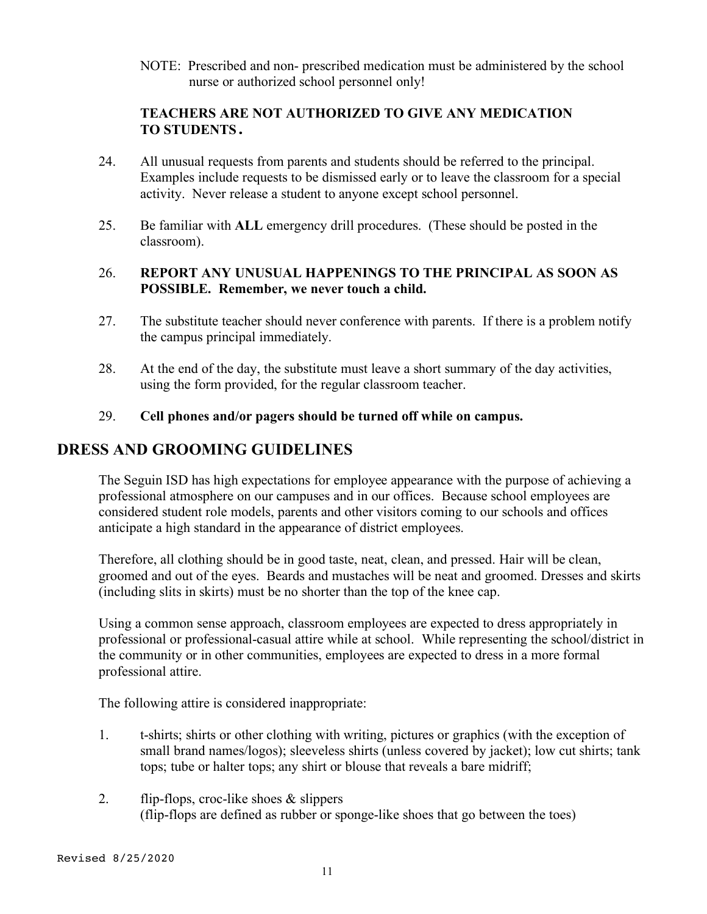NOTE: Prescribed and non- prescribed medication must be administered by the school nurse or authorized school personnel only!

**TEACHERS ARE NOT AUTHORIZED TO GIVE ANY MEDICATION TO STUDENTS.**

24. All unusual requests from parents and students should be referred to the principal. Examples include requests to be dismissed early or to leave the classroom for a special activity. Never release a student to anyone except school personnel.

25. Be familiar with **ALL** emergency drill procedures. (These should be posted in the classroom).

26. **REPORT ANY UNUSUAL HAPPENINGS TO THE PRINCIPAL AS SOON AS POSSIBLE. Remember, we never touch a child.**

27. The substitute teacher should never conference with parents. If there is a problem notify the campus principal immediately.

28. At the end of the day, the substitute must leave a short summary of the day activities, using the form provided, for the regular classroom teacher.

29. **Cell phones and/or pagers should be turned off while on campus.**

## DRESS AND GROOMING GUIDELINES

The Seguin ISD has high expectations for employee appearance with the purpose of achieving a professional atmosphere on our campuses and in our offices. Because school employees are considered student role models, parents and other visitors coming to our schools and offices anticipate a high standard in the appearance of district employees.

Therefore, all clothing should be in good taste, neat, clean, and pressed. Hair will be clean, groomed and out of the eyes. Beards and mustaches will be neat and groomed. Dresses and skirts (including slits in skirts) must be no shorter than the top of the knee cap.

Using a common sense approach, classroom employees are expected to dress appropriately in professional or professional-casual attire while at school. While representing the school/district in the community or in other communities, employees are expected to dress in a more formal professional attire.

The following attire is considered inappropriate:

1. t-shirts; shirts or other clothing with writing, pictures or graphics (with the exception of small brand names/logos); sleeveless shirts (unless covered by jacket); low cut shirts; tank tops; tube or halter tops; any shirt or blouse that reveals a bare midriff;

2. flip-flops, croc-like shoes & slippers
   (flip-flops are defined as rubber or sponge-like shoes that go between the toes)

Revised 8/25/2020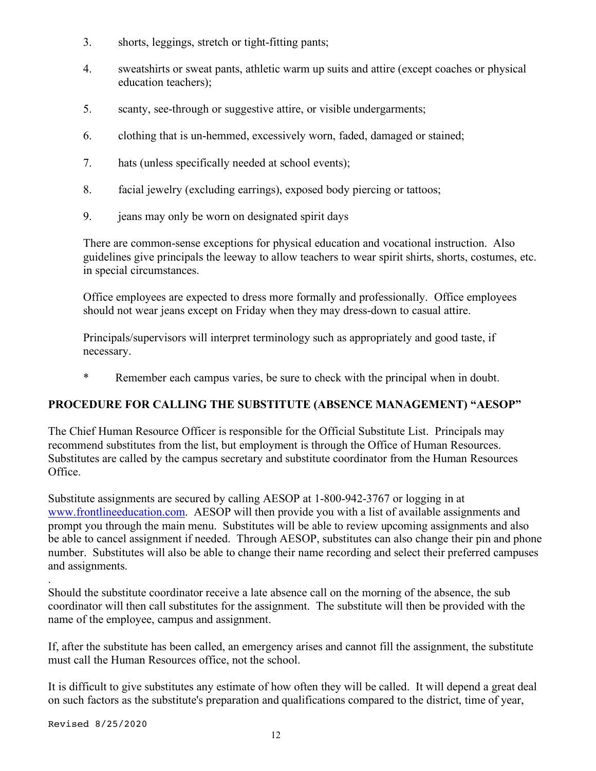3. shorts, leggings, stretch or tight-fitting pants;

4. sweatshirts or sweat pants, athletic warm up suits and attire (except coaches or physical education teachers);

5. scanty, see-through or suggestive attire, or visible undergarments;

6. clothing that is un-hemmed, excessively worn, faded, damaged or stained;

7. hats (unless specifically needed at school events);

8. facial jewelry (excluding earrings), exposed body piercing or tattoos;

9. jeans may only be worn on designated spirit days

There are common-sense exceptions for physical education and vocational instruction. Also guidelines give principals the leeway to allow teachers to wear spirit shirts, shorts, costumes, etc. in special circumstances.

Office employees are expected to dress more formally and professionally. Office employees should not wear jeans except on Friday when they may dress-down to casual attire.

Principals/supervisors will interpret terminology such as appropriately and good taste, if necessary.

\* Remember each campus varies, be sure to check with the principal when in doubt.

**PROCEDURE FOR CALLING THE SUBSTITUTE (ABSENCE MANAGEMENT) "AESOP"**

The Chief Human Resource Officer is responsible for the Official Substitute List. Principals may recommend substitutes from the list, but employment is through the Office of Human Resources. Substitutes are called by the campus secretary and substitute coordinator from the Human Resources Office.

Substitute assignments are secured by calling AESOP at 1-800-942-3767 or logging in at [www.frontlineeducation.com](www.frontlineeducation.com). AESOP will then provide you with a list of available assignments and prompt you through the main menu. Substitutes will be able to review upcoming assignments and also be able to cancel assignment if needed. Through AESOP, substitutes can also change their pin and phone number. Substitutes will also be able to change their name recording and select their preferred campuses and assignments.

.
Should the substitute coordinator receive a late absence call on the morning of the absence, the sub coordinator will then call substitutes for the assignment. The substitute will then be provided with the name of the employee, campus and assignment.

If, after the substitute has been called, an emergency arises and cannot fill the assignment, the substitute must call the Human Resources office, not the school.

It is difficult to give substitutes any estimate of how often they will be called. It will depend a great deal on such factors as the substitute's preparation and qualifications compared to the district, time of year,

Revised 8/25/2020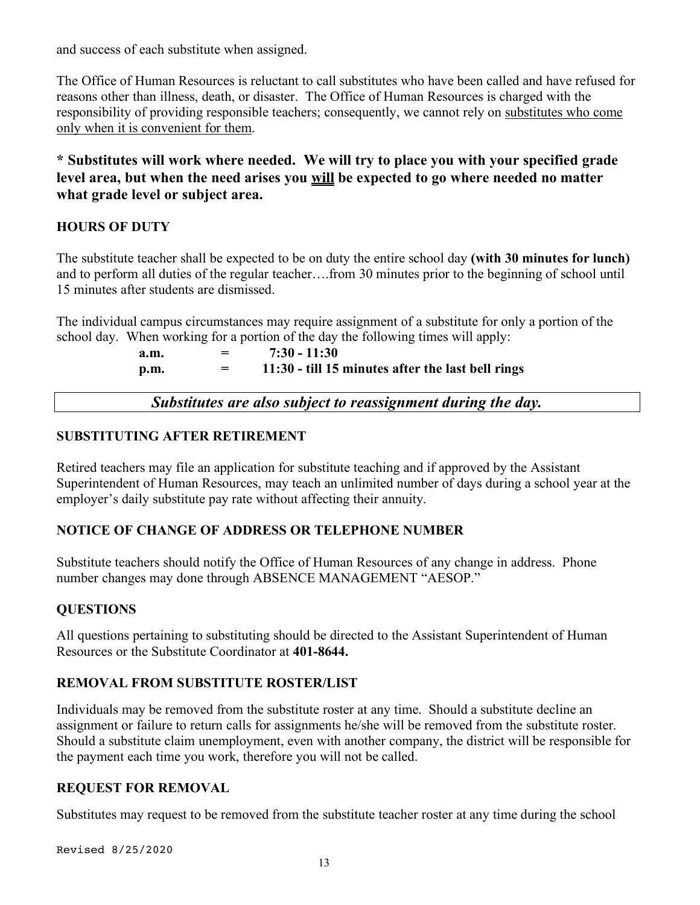and success of each substitute when assigned.

The Office of Human Resources is reluctant to call substitutes who have been called and have refused for reasons other than illness, death, or disaster. The Office of Human Resources is charged with the responsibility of providing responsible teachers; consequently, we cannot rely on <u>substitutes who come only when it is convenient for them</u>.

**\* Substitutes will work where needed. We will try to place you with your specified grade level area, but when the need arises you <u>will</u> be expected to go where needed no matter what grade level or subject area.**

## HOURS OF DUTY

The substitute teacher shall be expected to be on duty the entire school day **(with 30 minutes for lunch)** and to perform all duties of the regular teacher….from 30 minutes prior to the beginning of school until 15 minutes after students are dismissed.

The individual campus circumstances may require assignment of a substitute for only a portion of the school day. When working for a portion of the day the following times will apply:

**a.m. = 7:30 - 11:30**
**p.m. = 11:30 - till 15 minutes after the last bell rings**

***Substitutes are also subject to reassignment during the day.***

## SUBSTITUTING AFTER RETIREMENT

Retired teachers may file an application for substitute teaching and if approved by the Assistant Superintendent of Human Resources, may teach an unlimited number of days during a school year at the employer's daily substitute pay rate without affecting their annuity.

## NOTICE OF CHANGE OF ADDRESS OR TELEPHONE NUMBER

Substitute teachers should notify the Office of Human Resources of any change in address. Phone number changes may done through ABSENCE MANAGEMENT "AESOP."

## QUESTIONS

All questions pertaining to substituting should be directed to the Assistant Superintendent of Human Resources or the Substitute Coordinator at **401-8644.**

## REMOVAL FROM SUBSTITUTE ROSTER/LIST

Individuals may be removed from the substitute roster at any time. Should a substitute decline an assignment or failure to return calls for assignments he/she will be removed from the substitute roster. Should a substitute claim unemployment, even with another company, the district will be responsible for the payment each time you work, therefore you will not be called.

## REQUEST FOR REMOVAL

Substitutes may request to be removed from the substitute teacher roster at any time during the school

Revised 8/25/2020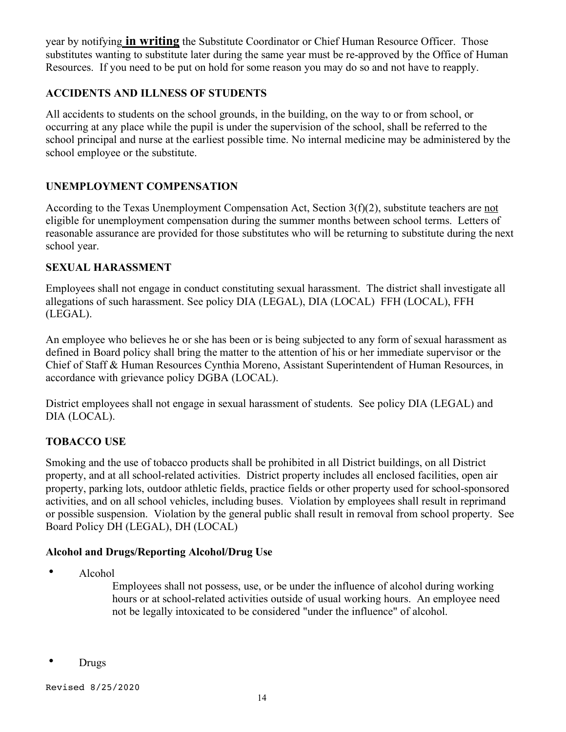year by notifying **in writing** the Substitute Coordinator or Chief Human Resource Officer. Those substitutes wanting to substitute later during the same year must be re-approved by the Office of Human Resources. If you need to be put on hold for some reason you may do so and not have to reapply.

## ACCIDENTS AND ILLNESS OF STUDENTS

All accidents to students on the school grounds, in the building, on the way to or from school, or occurring at any place while the pupil is under the supervision of the school, shall be referred to the school principal and nurse at the earliest possible time. No internal medicine may be administered by the school employee or the substitute.

## UNEMPLOYMENT COMPENSATION

According to the Texas Unemployment Compensation Act, Section 3(f)(2), substitute teachers are not eligible for unemployment compensation during the summer months between school terms. Letters of reasonable assurance are provided for those substitutes who will be returning to substitute during the next school year.

## SEXUAL HARASSMENT

Employees shall not engage in conduct constituting sexual harassment. The district shall investigate all allegations of such harassment. See policy DIA (LEGAL), DIA (LOCAL) FFH (LOCAL), FFH (LEGAL).

An employee who believes he or she has been or is being subjected to any form of sexual harassment as defined in Board policy shall bring the matter to the attention of his or her immediate supervisor or the Chief of Staff & Human Resources Cynthia Moreno, Assistant Superintendent of Human Resources, in accordance with grievance policy DGBA (LOCAL).

District employees shall not engage in sexual harassment of students. See policy DIA (LEGAL) and DIA (LOCAL).

## TOBACCO USE

Smoking and the use of tobacco products shall be prohibited in all District buildings, on all District property, and at all school-related activities. District property includes all enclosed facilities, open air property, parking lots, outdoor athletic fields, practice fields or other property used for school-sponsored activities, and on all school vehicles, including buses. Violation by employees shall result in reprimand or possible suspension. Violation by the general public shall result in removal from school property. See Board Policy DH (LEGAL), DH (LOCAL)

### Alcohol and Drugs/Reporting Alcohol/Drug Use

- Alcohol

  Employees shall not possess, use, or be under the influence of alcohol during working hours or at school-related activities outside of usual working hours. An employee need not be legally intoxicated to be considered "under the influence" of alcohol.

- Drugs

Revised 8/25/2020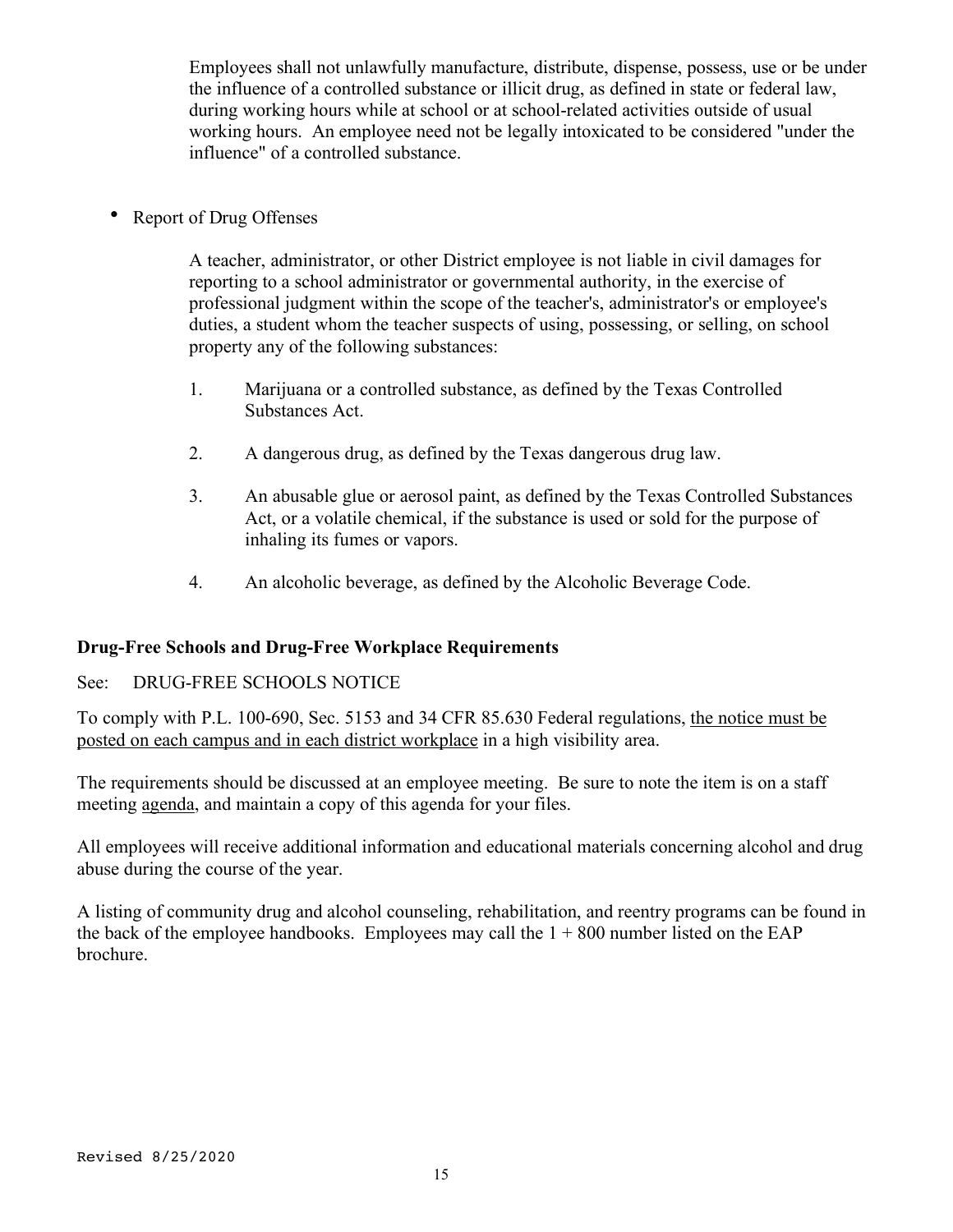Employees shall not unlawfully manufacture, distribute, dispense, possess, use or be under the influence of a controlled substance or illicit drug, as defined in state or federal law, during working hours while at school or at school-related activities outside of usual working hours. An employee need not be legally intoxicated to be considered "under the influence" of a controlled substance.

- Report of Drug Offenses

  A teacher, administrator, or other District employee is not liable in civil damages for reporting to a school administrator or governmental authority, in the exercise of professional judgment within the scope of the teacher's, administrator's or employee's duties, a student whom the teacher suspects of using, possessing, or selling, on school property any of the following substances:

  1. Marijuana or a controlled substance, as defined by the Texas Controlled Substances Act.
  2. A dangerous drug, as defined by the Texas dangerous drug law.
  3. An abusable glue or aerosol paint, as defined by the Texas Controlled Substances Act, or a volatile chemical, if the substance is used or sold for the purpose of inhaling its fumes or vapors.
  4. An alcoholic beverage, as defined by the Alcoholic Beverage Code.

**Drug-Free Schools and Drug-Free Workplace Requirements**

See: DRUG-FREE SCHOOLS NOTICE

To comply with P.L. 100-690, Sec. 5153 and 34 CFR 85.630 Federal regulations, the notice must be posted on each campus and in each district workplace in a high visibility area.

The requirements should be discussed at an employee meeting. Be sure to note the item is on a staff meeting agenda, and maintain a copy of this agenda for your files.

All employees will receive additional information and educational materials concerning alcohol and drug abuse during the course of the year.

A listing of community drug and alcohol counseling, rehabilitation, and reentry programs can be found in the back of the employee handbooks. Employees may call the 1 + 800 number listed on the EAP brochure.

Revised 8/25/2020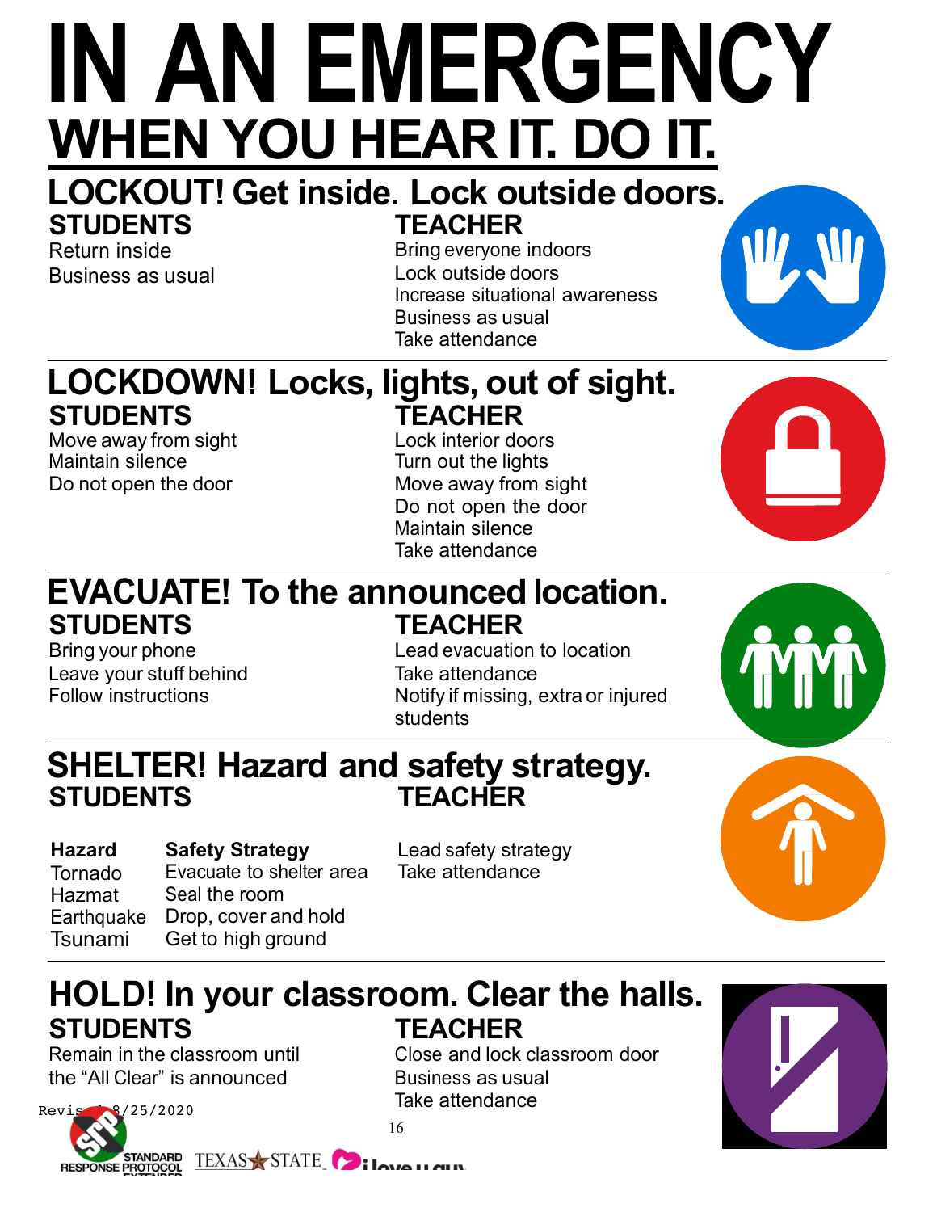# IN AN EMERGENCY

## WHEN YOU HEAR IT. DO IT.

## LOCKOUT! Get inside. Lock outside doors.

**STUDENTS**

Return inside
Business as usual

**TEACHER**

Bring everyone indoors
Lock outside doors
Increase situational awareness
Business as usual
Take attendance

## LOCKDOWN! Locks, lights, out of sight.

**STUDENTS**

Move away from sight
Maintain silence
Do not open the door

**TEACHER**

Lock interior doors
Turn out the lights
Move away from sight
Do not open the door
Maintain silence
Take attendance

## EVACUATE! To the announced location.

**STUDENTS**

Bring your phone
Leave your stuff behind
Follow instructions

**TEACHER**

Lead evacuation to location
Take attendance
Notify if missing, extra or injured students

## SHELTER! Hazard and safety strategy.

**STUDENTS**

| Hazard | Safety Strategy |
|---|---|
| Tornado | Evacuate to shelter area |
| Hazmat | Seal the room |
| Earthquake | Drop, cover and hold |
| Tsunami | Get to high ground |

**TEACHER**

Lead safety strategy
Take attendance

## HOLD! In your classroom. Clear the halls.

**STUDENTS**

Remain in the classroom until the "All Clear" is announced

**TEACHER**

Close and lock classroom door
Business as usual
Take attendance

Revised 8/25/2020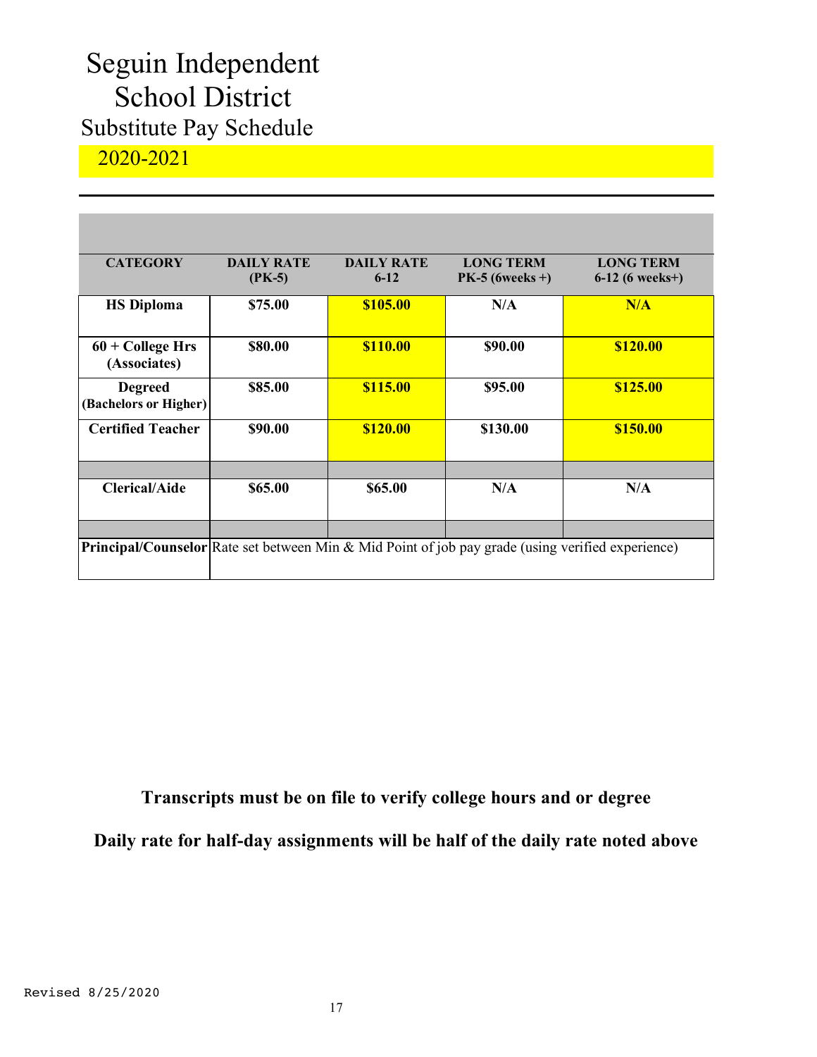# Seguin Independent School District

## Substitute Pay Schedule

## 2020-2021

| CATEGORY | DAILY RATE (PK-5) | DAILY RATE 6-12 | LONG TERM PK-5 (6weeks +) | LONG TERM 6-12 (6 weeks+) |
|---|---|---|---|---|
| HS Diploma | $75.00 | $105.00 | N/A | N/A |
| 60 + College Hrs (Associates) | $80.00 | $110.00 | $90.00 | $120.00 |
| Degreed (Bachelors or Higher) | $85.00 | $115.00 | $95.00 | $125.00 |
| Certified Teacher | $90.00 | $120.00 | $130.00 | $150.00 |
| | | | | |
| Clerical/Aide | $65.00 | $65.00 | N/A | N/A |
| | | | | |
| Principal/Counselor | Rate set between Min & Mid Point of job pay grade (using verified experience) | | | |

**Transcripts must be on file to verify college hours and or degree**

**Daily rate for half-day assignments will be half of the daily rate noted above**

Revised 8/25/2020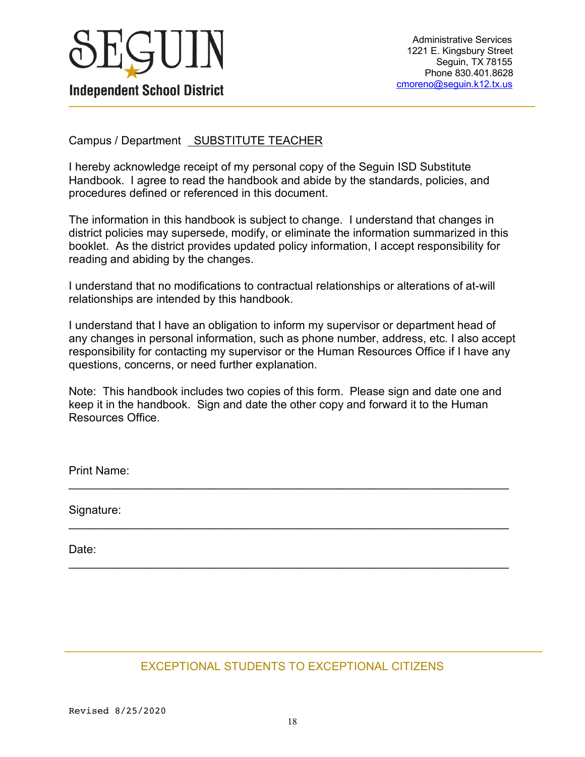**SEGUIN Independent School District**

Administrative Services
1221 E. Kingsbury Street
Seguin, TX 78155
Phone 830.401.8628
cmoreno@seguin.k12.tx.us

Campus / Department SUBSTITUTE TEACHER

I hereby acknowledge receipt of my personal copy of the Seguin ISD Substitute Handbook. I agree to read the handbook and abide by the standards, policies, and procedures defined or referenced in this document.

The information in this handbook is subject to change. I understand that changes in district policies may supersede, modify, or eliminate the information summarized in this booklet. As the district provides updated policy information, I accept responsibility for reading and abiding by the changes.

I understand that no modifications to contractual relationships or alterations of at-will relationships are intended by this handbook.

I understand that I have an obligation to inform my supervisor or department head of any changes in personal information, such as phone number, address, etc. I also accept responsibility for contacting my supervisor or the Human Resources Office if I have any questions, concerns, or need further explanation.

Note: This handbook includes two copies of this form. Please sign and date one and keep it in the handbook. Sign and date the other copy and forward it to the Human Resources Office.

Print Name: ______________________________________________________________

Signature: ______________________________________________________________

Date: ______________________________________________________________

EXCEPTIONAL STUDENTS TO EXCEPTIONAL CITIZENS

Revised 8/25/2020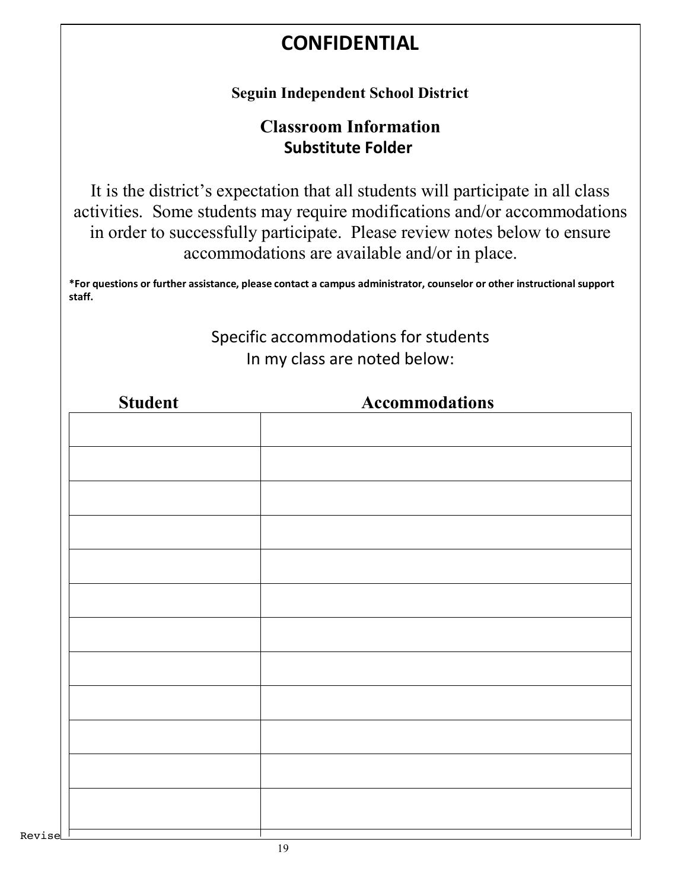# CONFIDENTIAL

**Seguin Independent School District**

## Classroom Information
## Substitute Folder

It is the district's expectation that all students will participate in all class activities. Some students may require modifications and/or accommodations in order to successfully participate. Please review notes below to ensure accommodations are available and/or in place.

***For questions or further assistance, please contact a campus administrator, counselor or other instructional support staff.**

Specific accommodations for students
In my class are noted below:

| Student | Accommodations |
|---|---|
| | |
| | |
| | |
| | |
| | |
| | |
| | |
| | |
| | |
| | |
| | |
| | |
| | |

Revise